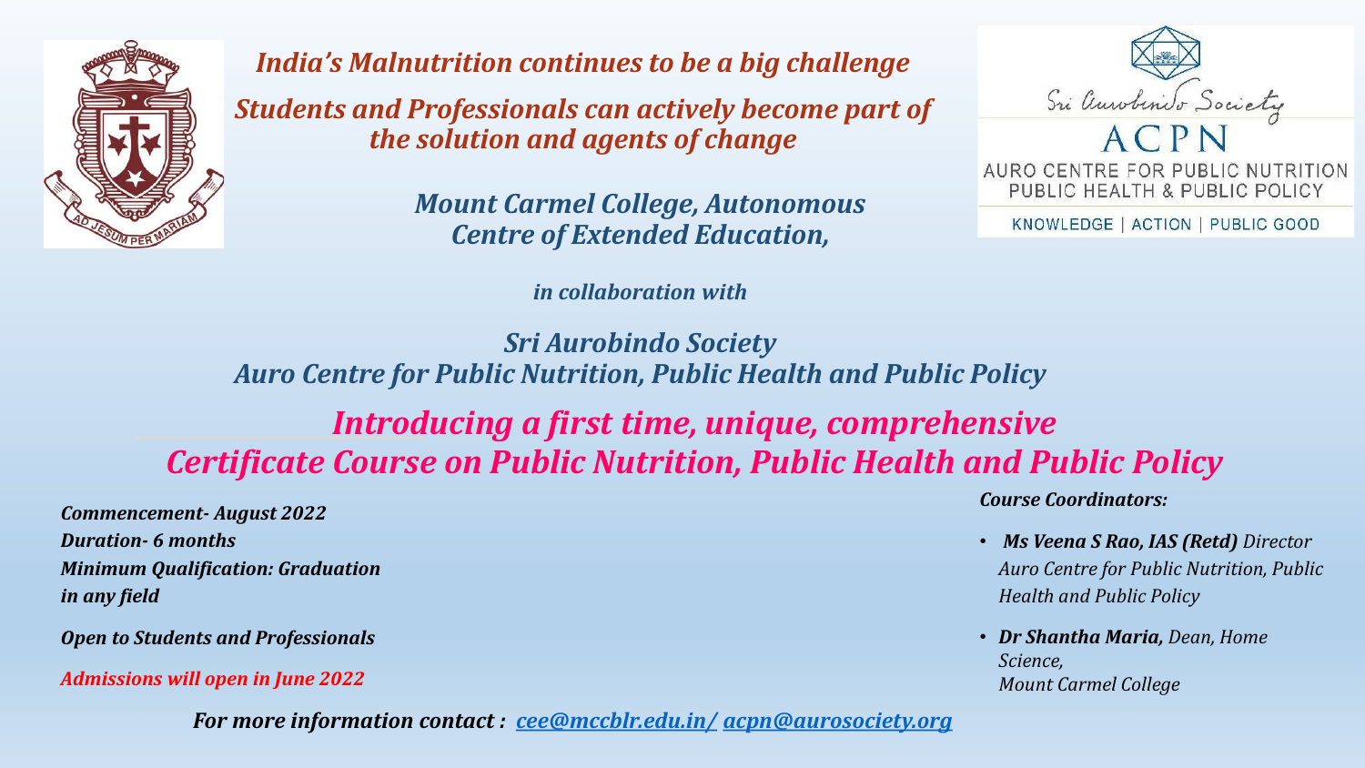*India's Malnutrition continues to be a big challenge*

*Students and Professionals can actively become part of the solution and agents of change*

***Mount Carmel College, Autonomous***
***Centre of Extended Education,***

*in collaboration with*

***Sri Aurobindo Society***
***Auro Centre for Public Nutrition, Public Health and Public Policy***

Sri Aurobindo Society

ACPN

AURO CENTRE FOR PUBLIC NUTRITION
PUBLIC HEALTH & PUBLIC POLICY

KNOWLEDGE | ACTION | PUBLIC GOOD

## *Introducing a first time, unique, comprehensive Certificate Course on Public Nutrition, Public Health and Public Policy*

***Commencement- August 2022***
***Duration- 6 months***
***Minimum Qualification: Graduation in any field***

***Open to Students and Professionals***

***Admissions will open in June 2022***

***Course Coordinators:***

- ***Ms Veena S Rao, IAS (Retd)*** *Director Auro Centre for Public Nutrition, Public Health and Public Policy*
- ***Dr Shantha Maria,*** *Dean, Home Science, Mount Carmel College*

***For more information contact : cee@mccblr.edu.in/ acpn@aurosociety.org***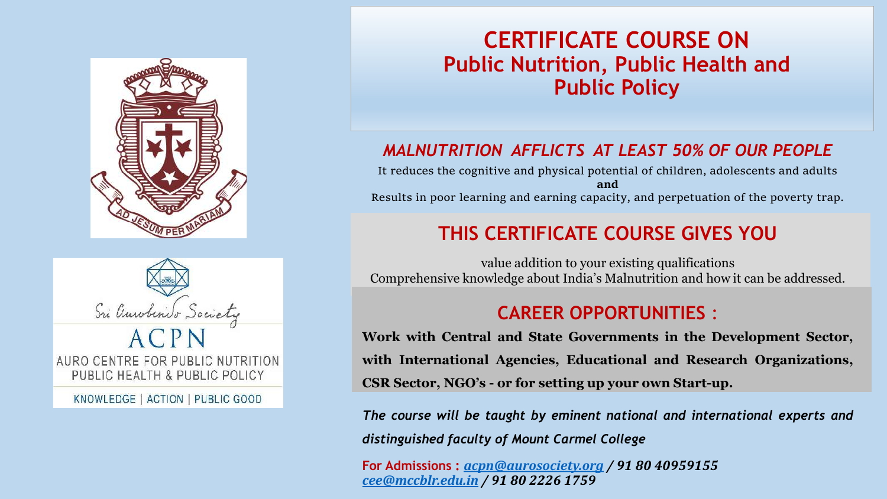AD JESUM PER MARIAM

Sri Aurobindo Society

ACPN

AURO CENTRE FOR PUBLIC NUTRITION PUBLIC HEALTH & PUBLIC POLICY

KNOWLEDGE | ACTION | PUBLIC GOOD

# CERTIFICATE COURSE ON Public Nutrition, Public Health and Public Policy

## *MALNUTRITION AFFLICTS AT LEAST 50% OF OUR PEOPLE*

It reduces the cognitive and physical potential of children, adolescents and adults
**and**
Results in poor learning and earning capacity, and perpetuation of the poverty trap.

## THIS CERTIFICATE COURSE GIVES YOU

value addition to your existing qualifications
Comprehensive knowledge about India's Malnutrition and how it can be addressed.

## CAREER OPPORTUNITIES :

**Work with Central and State Governments in the Development Sector, with International Agencies, Educational and Research Organizations, CSR Sector, NGO's - or for setting up your own Start-up.**

***The course will be taught by eminent national and international experts and distinguished faculty of Mount Carmel College***

**For Admissions :** ***acpn@aurosociety.org / 91 80 40959155***
***cee@mccblr.edu.in / 91 80 2226 1759***